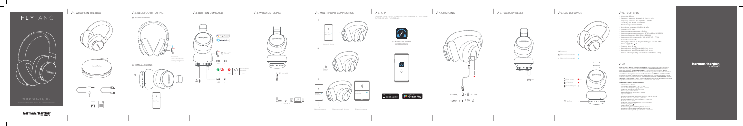# FLY ANC

QUICK START GUIDE

harman/kardon by HARMAN

## / 1. WHAT'S IN THE BOX

## / 2. BLUETOOTH PAIRING

AUTO PAIRING

MANUAL PAIRING

## / 3. BUTTON COMMAND

## / 4. WIRED LISTENING

## / 5. MULTI-POINT CONNECTION

## / 6. APP

MY HARMAN/KARDON HEADPHONES

App Store

Google Play

## / 7. CHARGING

CHARGE 2HR

15MIN = 2.5H

## / 8. FACTORY RESET

## / 9. LED BEHAVIOR

## / 10. TECH SPEC

## / DA

harman/kardon by HARMAN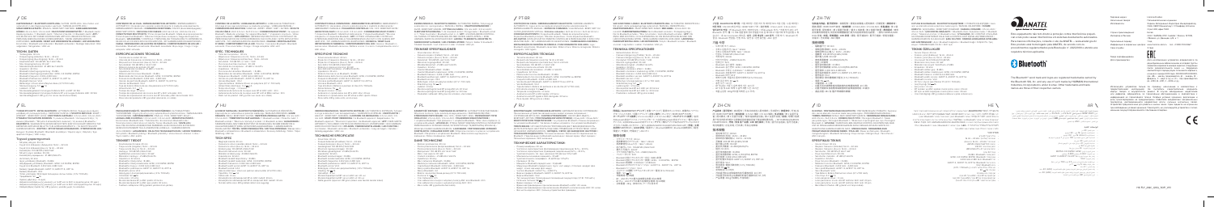/ DE

TECHNISCHE DATEN

/ ES

ESPECIFICACIONES TÉCNICAS

/ FR

SPEC. TECHNIQUES

/ IT

SPECIFICHE TECNICHE

/ NO

TEKNISKE SPESIFIKASJONER

/ PT-BR

ESPECIFICAÇÕES TÉCNICAS

/ SV

TEKNISKA SPECIFIKATIONER

/ KO

/ ZH-TW

/ TR

/ CS

/ SK

/ RO

/ HU

TECH SPEC

/ NL

/ PL

DANE TECHNICZNE

/ RU

ТЕХНИЧЕСКИЕ ХАРАКТЕРИСТИКИ

/ ZH-CN

/ JP

/ ID

/ HE

/ AR

ANATEL

Bluetooth

The Bluetooth® word mark and logos are registered trademarks owned by the Bluetooth SIG, Inc. and any use of such marks by TANNAKA Import&Export Sp. z o.o. Sp. k. is under license. Other trademarks and trade names are those of their respective owners.